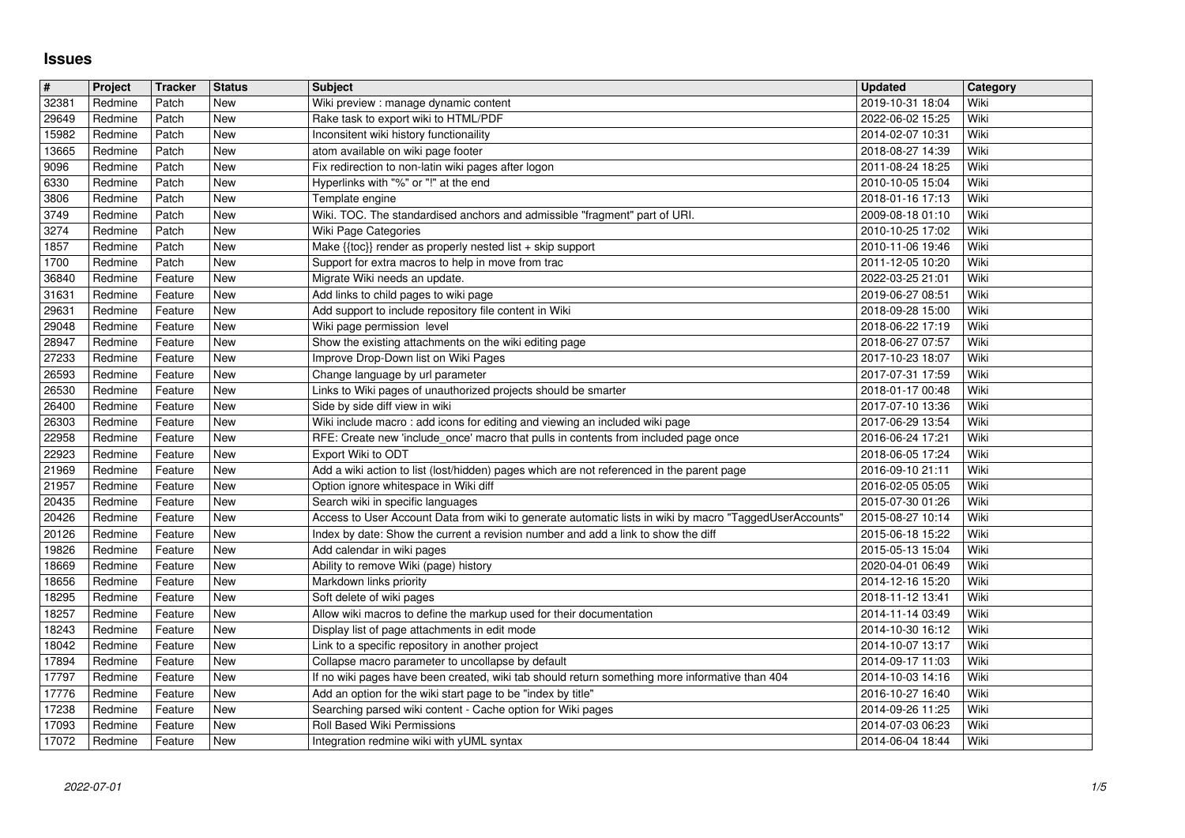# Issues

| # | Project | Tracker | Status | Subject | Updated | Category |
|---|---|---|---|---|---|---|
| 32381 | Redmine | Patch | New | Wiki preview : manage dynamic content | 2019-10-31 18:04 | Wiki |
| 29649 | Redmine | Patch | New | Rake task to export wiki to HTML/PDF | 2022-06-02 15:25 | Wiki |
| 15982 | Redmine | Patch | New | Inconsitent wiki history functionaility | 2014-02-07 10:31 | Wiki |
| 13665 | Redmine | Patch | New | atom available on wiki page footer | 2018-08-27 14:39 | Wiki |
| 9096 | Redmine | Patch | New | Fix redirection to non-latin wiki pages after logon | 2011-08-24 18:25 | Wiki |
| 6330 | Redmine | Patch | New | Hyperlinks with "%" or "!" at the end | 2010-10-05 15:04 | Wiki |
| 3806 | Redmine | Patch | New | Template engine | 2018-01-16 17:13 | Wiki |
| 3749 | Redmine | Patch | New | Wiki. TOC. The standardised anchors and admissible "fragment" part of URI. | 2009-08-18 01:10 | Wiki |
| 3274 | Redmine | Patch | New | Wiki Page Categories | 2010-10-25 17:02 | Wiki |
| 1857 | Redmine | Patch | New | Make {{toc}} render as properly nested list + skip support | 2010-11-06 19:46 | Wiki |
| 1700 | Redmine | Patch | New | Support for extra macros to help in move from trac | 2011-12-05 10:20 | Wiki |
| 36840 | Redmine | Feature | New | Migrate Wiki needs an update. | 2022-03-25 21:01 | Wiki |
| 31631 | Redmine | Feature | New | Add links to child pages to wiki page | 2019-06-27 08:51 | Wiki |
| 29631 | Redmine | Feature | New | Add support to include repository file content in Wiki | 2018-09-28 15:00 | Wiki |
| 29048 | Redmine | Feature | New | Wiki page permission level | 2018-06-22 17:19 | Wiki |
| 28947 | Redmine | Feature | New | Show the existing attachments on the wiki editing page | 2018-06-27 07:57 | Wiki |
| 27233 | Redmine | Feature | New | Improve Drop-Down list on Wiki Pages | 2017-10-23 18:07 | Wiki |
| 26593 | Redmine | Feature | New | Change language by url parameter | 2017-07-31 17:59 | Wiki |
| 26530 | Redmine | Feature | New | Links to Wiki pages of unauthorized projects should be smarter | 2018-01-17 00:48 | Wiki |
| 26400 | Redmine | Feature | New | Side by side diff view in wiki | 2017-07-10 13:36 | Wiki |
| 26303 | Redmine | Feature | New | Wiki include macro : add icons for editing and viewing an included wiki page | 2017-06-29 13:54 | Wiki |
| 22958 | Redmine | Feature | New | RFE: Create new 'include_once' macro that pulls in contents from included page once | 2016-06-24 17:21 | Wiki |
| 22923 | Redmine | Feature | New | Export Wiki to ODT | 2018-06-05 17:24 | Wiki |
| 21969 | Redmine | Feature | New | Add a wiki action to list (lost/hidden) pages which are not referenced in the parent page | 2016-09-10 21:11 | Wiki |
| 21957 | Redmine | Feature | New | Option ignore whitespace in Wiki diff | 2016-02-05 05:05 | Wiki |
| 20435 | Redmine | Feature | New | Search wiki in specific languages | 2015-07-30 01:26 | Wiki |
| 20426 | Redmine | Feature | New | Access to User Account Data from wiki to generate automatic lists in wiki by macro "TaggedUserAccounts" | 2015-08-27 10:14 | Wiki |
| 20126 | Redmine | Feature | New | Index by date: Show the current a revision number and add a link to show the diff | 2015-06-18 15:22 | Wiki |
| 19826 | Redmine | Feature | New | Add calendar in wiki pages | 2015-05-13 15:04 | Wiki |
| 18669 | Redmine | Feature | New | Ability to remove Wiki (page) history | 2020-04-01 06:49 | Wiki |
| 18656 | Redmine | Feature | New | Markdown links priority | 2014-12-16 15:20 | Wiki |
| 18295 | Redmine | Feature | New | Soft delete of wiki pages | 2018-11-12 13:41 | Wiki |
| 18257 | Redmine | Feature | New | Allow wiki macros to define the markup used for their documentation | 2014-11-14 03:49 | Wiki |
| 18243 | Redmine | Feature | New | Display list of page attachments in edit mode | 2014-10-30 16:12 | Wiki |
| 18042 | Redmine | Feature | New | Link to a specific repository in another project | 2014-10-07 13:17 | Wiki |
| 17894 | Redmine | Feature | New | Collapse macro parameter to uncollapse by default | 2014-09-17 11:03 | Wiki |
| 17797 | Redmine | Feature | New | If no wiki pages have been created, wiki tab should return something more informative than 404 | 2014-10-03 14:16 | Wiki |
| 17776 | Redmine | Feature | New | Add an option for the wiki start page to be "index by title" | 2016-10-27 16:40 | Wiki |
| 17238 | Redmine | Feature | New | Searching parsed wiki content - Cache option for Wiki pages | 2014-09-26 11:25 | Wiki |
| 17093 | Redmine | Feature | New | Roll Based Wiki Permissions | 2014-07-03 06:23 | Wiki |
| 17072 | Redmine | Feature | New | Integration redmine wiki with yUML syntax | 2014-06-04 18:44 | Wiki |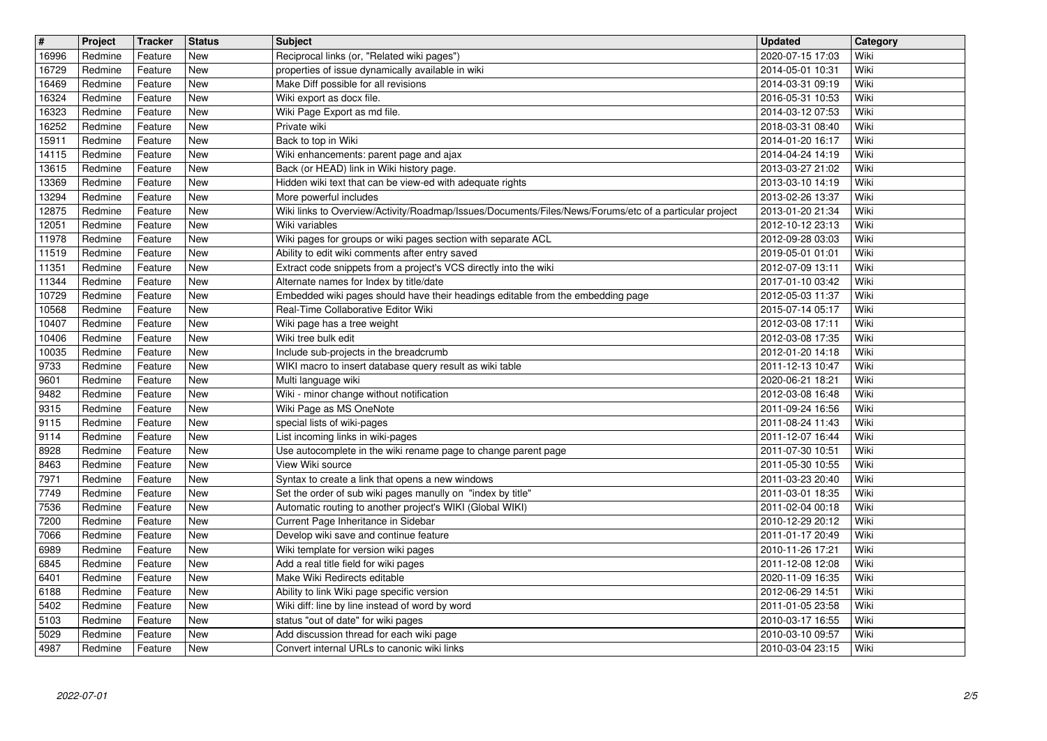| # | Project | Tracker | Status | Subject | Updated | Category |
|---|---|---|---|---|---|---|
| 16996 | Redmine | Feature | New | Reciprocal links (or, "Related wiki pages") | 2020-07-15 17:03 | Wiki |
| 16729 | Redmine | Feature | New | properties of issue dynamically available in wiki | 2014-05-01 10:31 | Wiki |
| 16469 | Redmine | Feature | New | Make Diff possible for all revisions | 2014-03-31 09:19 | Wiki |
| 16324 | Redmine | Feature | New | Wiki export as docx file. | 2016-05-31 10:53 | Wiki |
| 16323 | Redmine | Feature | New | Wiki Page Export as md file. | 2014-03-12 07:53 | Wiki |
| 16252 | Redmine | Feature | New | Private wiki | 2018-03-31 08:40 | Wiki |
| 15911 | Redmine | Feature | New | Back to top in Wiki | 2014-01-20 16:17 | Wiki |
| 14115 | Redmine | Feature | New | Wiki enhancements: parent page and ajax | 2014-04-24 14:19 | Wiki |
| 13615 | Redmine | Feature | New | Back (or HEAD) link in Wiki history page. | 2013-03-27 21:02 | Wiki |
| 13369 | Redmine | Feature | New | Hidden wiki text that can be view-ed with adequate rights | 2013-03-10 14:19 | Wiki |
| 13294 | Redmine | Feature | New | More powerful includes | 2013-02-26 13:37 | Wiki |
| 12875 | Redmine | Feature | New | Wiki links to Overview/Activity/Roadmap/Issues/Documents/Files/News/Forums/etc of a particular project | 2013-01-20 21:34 | Wiki |
| 12051 | Redmine | Feature | New | Wiki variables | 2012-10-12 23:13 | Wiki |
| 11978 | Redmine | Feature | New | Wiki pages for groups or wiki pages section with separate ACL | 2012-09-28 03:03 | Wiki |
| 11519 | Redmine | Feature | New | Ability to edit wiki comments after entry saved | 2019-05-01 01:01 | Wiki |
| 11351 | Redmine | Feature | New | Extract code snippets from a project's VCS directly into the wiki | 2012-07-09 13:11 | Wiki |
| 11344 | Redmine | Feature | New | Alternate names for Index by title/date | 2017-01-10 03:42 | Wiki |
| 10729 | Redmine | Feature | New | Embedded wiki pages should have their headings editable from the embedding page | 2012-05-03 11:37 | Wiki |
| 10568 | Redmine | Feature | New | Real-Time Collaborative Editor Wiki | 2015-07-14 05:17 | Wiki |
| 10407 | Redmine | Feature | New | Wiki page has a tree weight | 2012-03-08 17:11 | Wiki |
| 10406 | Redmine | Feature | New | Wiki tree bulk edit | 2012-03-08 17:35 | Wiki |
| 10035 | Redmine | Feature | New | Include sub-projects in the breadcrumb | 2012-01-20 14:18 | Wiki |
| 9733 | Redmine | Feature | New | WIKI macro to insert database query result as wiki table | 2011-12-13 10:47 | Wiki |
| 9601 | Redmine | Feature | New | Multi language wiki | 2020-06-21 18:21 | Wiki |
| 9482 | Redmine | Feature | New | Wiki - minor change without notification | 2012-03-08 16:48 | Wiki |
| 9315 | Redmine | Feature | New | Wiki Page as MS OneNote | 2011-09-24 16:56 | Wiki |
| 9115 | Redmine | Feature | New | special lists of wiki-pages | 2011-08-24 11:43 | Wiki |
| 9114 | Redmine | Feature | New | List incoming links in wiki-pages | 2011-12-07 16:44 | Wiki |
| 8928 | Redmine | Feature | New | Use autocomplete in the wiki rename page to change parent page | 2011-07-30 10:51 | Wiki |
| 8463 | Redmine | Feature | New | View Wiki source | 2011-05-30 10:55 | Wiki |
| 7971 | Redmine | Feature | New | Syntax to create a link that opens a new windows | 2011-03-23 20:40 | Wiki |
| 7749 | Redmine | Feature | New | Set the order of sub wiki pages manully on "index by title" | 2011-03-01 18:35 | Wiki |
| 7536 | Redmine | Feature | New | Automatic routing to another project's WIKI (Global WIKI) | 2011-02-04 00:18 | Wiki |
| 7200 | Redmine | Feature | New | Current Page Inheritance in Sidebar | 2010-12-29 20:12 | Wiki |
| 7066 | Redmine | Feature | New | Develop wiki save and continue feature | 2011-01-17 20:49 | Wiki |
| 6989 | Redmine | Feature | New | Wiki template for version wiki pages | 2010-11-26 17:21 | Wiki |
| 6845 | Redmine | Feature | New | Add a real title field for wiki pages | 2011-12-08 12:08 | Wiki |
| 6401 | Redmine | Feature | New | Make Wiki Redirects editable | 2020-11-09 16:35 | Wiki |
| 6188 | Redmine | Feature | New | Ability to link Wiki page specific version | 2012-06-29 14:51 | Wiki |
| 5402 | Redmine | Feature | New | Wiki diff: line by line instead of word by word | 2011-01-05 23:58 | Wiki |
| 5103 | Redmine | Feature | New | status "out of date" for wiki pages | 2010-03-17 16:55 | Wiki |
| 5029 | Redmine | Feature | New | Add discussion thread for each wiki page | 2010-03-10 09:57 | Wiki |
| 4987 | Redmine | Feature | New | Convert internal URLs to canonic wiki links | 2010-03-04 23:15 | Wiki |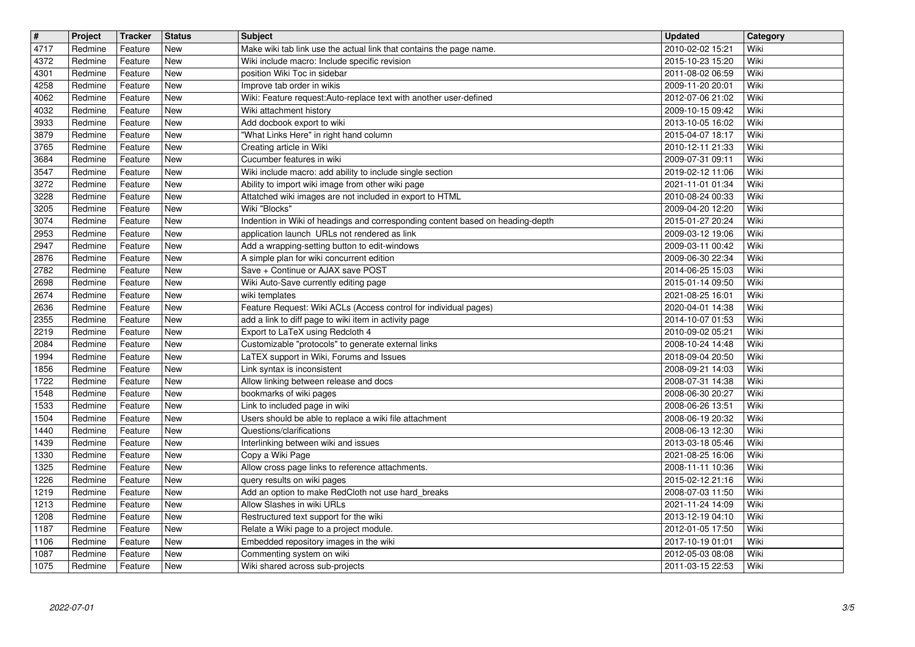| # | Project | Tracker | Status | Subject | Updated | Category |
| --- | --- | --- | --- | --- | --- | --- |
| 4717 | Redmine | Feature | New | Make wiki tab link use the actual link that contains the page name. | 2010-02-02 15:21 | Wiki |
| 4372 | Redmine | Feature | New | Wiki include macro: Include specific revision | 2015-10-23 15:20 | Wiki |
| 4301 | Redmine | Feature | New | position Wiki Toc in sidebar | 2011-08-02 06:59 | Wiki |
| 4258 | Redmine | Feature | New | Improve tab order in wikis | 2009-11-20 20:01 | Wiki |
| 4062 | Redmine | Feature | New | Wiki: Feature request:Auto-replace text with another user-defined | 2012-07-06 21:02 | Wiki |
| 4032 | Redmine | Feature | New | Wiki attachment history | 2009-10-15 09:42 | Wiki |
| 3933 | Redmine | Feature | New | Add docbook export to wiki | 2013-10-05 16:02 | Wiki |
| 3879 | Redmine | Feature | New | "What Links Here" in right hand column | 2015-04-07 18:17 | Wiki |
| 3765 | Redmine | Feature | New | Creating article in Wiki | 2010-12-11 21:33 | Wiki |
| 3684 | Redmine | Feature | New | Cucumber features in wiki | 2009-07-31 09:11 | Wiki |
| 3547 | Redmine | Feature | New | Wiki include macro: add ability to include single section | 2019-02-12 11:06 | Wiki |
| 3272 | Redmine | Feature | New | Ability to import wiki image from other wiki page | 2021-11-01 01:34 | Wiki |
| 3228 | Redmine | Feature | New | Attatched wiki images are not included in export to HTML | 2010-08-24 00:33 | Wiki |
| 3205 | Redmine | Feature | New | Wiki "Blocks" | 2009-04-20 12:20 | Wiki |
| 3074 | Redmine | Feature | New | Indention in Wiki of headings and corresponding content based on heading-depth | 2015-01-27 20:24 | Wiki |
| 2953 | Redmine | Feature | New | application launch URLs not rendered as link | 2009-03-12 19:06 | Wiki |
| 2947 | Redmine | Feature | New | Add a wrapping-setting button to edit-windows | 2009-03-11 00:42 | Wiki |
| 2876 | Redmine | Feature | New | A simple plan for wiki concurrent edition | 2009-06-30 22:34 | Wiki |
| 2782 | Redmine | Feature | New | Save + Continue or AJAX save POST | 2014-06-25 15:03 | Wiki |
| 2698 | Redmine | Feature | New | Wiki Auto-Save currently editing page | 2015-01-14 09:50 | Wiki |
| 2674 | Redmine | Feature | New | wiki templates | 2021-08-25 16:01 | Wiki |
| 2636 | Redmine | Feature | New | Feature Request: Wiki ACLs (Access control for individual pages) | 2020-04-01 14:38 | Wiki |
| 2355 | Redmine | Feature | New | add a link to diff page to wiki item in activity page | 2014-10-07 01:53 | Wiki |
| 2219 | Redmine | Feature | New | Export to LaTeX using Redcloth 4 | 2010-09-02 05:21 | Wiki |
| 2084 | Redmine | Feature | New | Customizable "protocols" to generate external links | 2008-10-24 14:48 | Wiki |
| 1994 | Redmine | Feature | New | LaTEX support in Wiki, Forums and Issues | 2018-09-04 20:50 | Wiki |
| 1856 | Redmine | Feature | New | Link syntax is inconsistent | 2008-09-21 14:03 | Wiki |
| 1722 | Redmine | Feature | New | Allow linking between release and docs | 2008-07-31 14:38 | Wiki |
| 1548 | Redmine | Feature | New | bookmarks of wiki pages | 2008-06-30 20:27 | Wiki |
| 1533 | Redmine | Feature | New | Link to included page in wiki | 2008-06-26 13:51 | Wiki |
| 1504 | Redmine | Feature | New | Users should be able to replace a wiki file attachment | 2008-06-19 20:32 | Wiki |
| 1440 | Redmine | Feature | New | Questions/clarifications | 2008-06-13 12:30 | Wiki |
| 1439 | Redmine | Feature | New | Interlinking between wiki and issues | 2013-03-18 05:46 | Wiki |
| 1330 | Redmine | Feature | New | Copy a Wiki Page | 2021-08-25 16:06 | Wiki |
| 1325 | Redmine | Feature | New | Allow cross page links to reference attachments. | 2008-11-11 10:36 | Wiki |
| 1226 | Redmine | Feature | New | query results on wiki pages | 2015-02-12 21:16 | Wiki |
| 1219 | Redmine | Feature | New | Add an option to make RedCloth not use hard_breaks | 2008-07-03 11:50 | Wiki |
| 1213 | Redmine | Feature | New | Allow Slashes in wiki URLs | 2021-11-24 14:09 | Wiki |
| 1208 | Redmine | Feature | New | Restructured text support for the wiki | 2013-12-19 04:10 | Wiki |
| 1187 | Redmine | Feature | New | Relate a Wiki page to a project module. | 2012-01-05 17:50 | Wiki |
| 1106 | Redmine | Feature | New | Embedded repository images in the wiki | 2017-10-19 01:01 | Wiki |
| 1087 | Redmine | Feature | New | Commenting system on wiki | 2012-05-03 08:08 | Wiki |
| 1075 | Redmine | Feature | New | Wiki shared across sub-projects | 2011-03-15 22:53 | Wiki |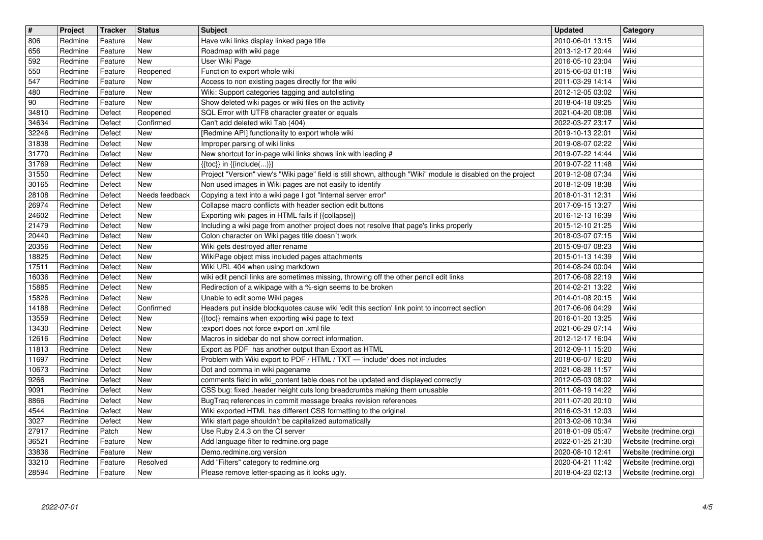| # | Project | Tracker | Status | Subject | Updated | Category |
|---|---|---|---|---|---|---|
| 806 | Redmine | Feature | New | Have wiki links display linked page title | 2010-06-01 13:15 | Wiki |
| 656 | Redmine | Feature | New | Roadmap with wiki page | 2013-12-17 20:44 | Wiki |
| 592 | Redmine | Feature | New | User Wiki Page | 2016-05-10 23:04 | Wiki |
| 550 | Redmine | Feature | Reopened | Function to export whole wiki | 2015-06-03 01:18 | Wiki |
| 547 | Redmine | Feature | New | Access to non existing pages directly for the wiki | 2011-03-29 14:14 | Wiki |
| 480 | Redmine | Feature | New | Wiki: Support categories tagging and autolisting | 2012-12-05 03:02 | Wiki |
| 90 | Redmine | Feature | New | Show deleted wiki pages or wiki files on the activity | 2018-04-18 09:25 | Wiki |
| 34810 | Redmine | Defect | Reopened | SQL Error with UTF8 character greater or equals | 2021-04-20 08:08 | Wiki |
| 34634 | Redmine | Defect | Confirmed | Can't add deleted wiki Tab (404) | 2022-03-27 23:17 | Wiki |
| 32246 | Redmine | Defect | New | [Redmine API] functionality to export whole wiki | 2019-10-13 22:01 | Wiki |
| 31838 | Redmine | Defect | New | Improper parsing of wiki links | 2019-08-07 02:22 | Wiki |
| 31770 | Redmine | Defect | New | New shortcut for in-page wiki links shows link with leading # | 2019-07-22 14:44 | Wiki |
| 31769 | Redmine | Defect | New | {{toc}} in {{include(...)}} | 2019-07-22 11:48 | Wiki |
| 31550 | Redmine | Defect | New | Project "Version" view's "Wiki page" field is still shown, although "Wiki" module is disabled on the project | 2019-12-08 07:34 | Wiki |
| 30165 | Redmine | Defect | New | Non used images in Wiki pages are not easily to identify | 2018-12-09 18:38 | Wiki |
| 28108 | Redmine | Defect | Needs feedback | Copying a text into a wiki page I got "Internal server error" | 2018-01-31 12:31 | Wiki |
| 26974 | Redmine | Defect | New | Collapse macro conflicts with header section edit buttons | 2017-09-15 13:27 | Wiki |
| 24602 | Redmine | Defect | New | Exporting wiki pages in HTML fails if {{collapse}} | 2016-12-13 16:39 | Wiki |
| 21479 | Redmine | Defect | New | Including a wiki page from another project does not resolve that page's links properly | 2015-12-10 21:25 | Wiki |
| 20440 | Redmine | Defect | New | Colon character on Wiki pages title doesn´t work | 2018-03-07 07:15 | Wiki |
| 20356 | Redmine | Defect | New | Wiki gets destroyed after rename | 2015-09-07 08:23 | Wiki |
| 18825 | Redmine | Defect | New | WikiPage object miss included pages attachments | 2015-01-13 14:39 | Wiki |
| 17511 | Redmine | Defect | New | Wiki URL 404 when using markdown | 2014-08-24 00:04 | Wiki |
| 16036 | Redmine | Defect | New | wiki edit pencil links are sometimes missing, throwing off the other pencil edit links | 2017-06-08 22:19 | Wiki |
| 15885 | Redmine | Defect | New | Redirection of a wikipage with a %-sign seems to be broken | 2014-02-21 13:22 | Wiki |
| 15826 | Redmine | Defect | New | Unable to edit some Wiki pages | 2014-01-08 20:15 | Wiki |
| 14188 | Redmine | Defect | Confirmed | Headers put inside blockquotes cause wiki 'edit this section' link point to incorrect section | 2017-06-06 04:29 | Wiki |
| 13559 | Redmine | Defect | New | {{toc}} remains when exporting wiki page to text | 2016-01-20 13:25 | Wiki |
| 13430 | Redmine | Defect | New | :export does not force export on .xml file | 2021-06-29 07:14 | Wiki |
| 12616 | Redmine | Defect | New | Macros in sidebar do not show correct information. | 2012-12-17 16:04 | Wiki |
| 11813 | Redmine | Defect | New | Export as PDF has another output than Export as HTML | 2012-09-11 15:20 | Wiki |
| 11697 | Redmine | Defect | New | Problem with Wiki export to PDF / HTML / TXT — 'include' does not includes | 2018-06-07 16:20 | Wiki |
| 10673 | Redmine | Defect | New | Dot and comma in wiki pagename | 2021-08-28 11:57 | Wiki |
| 9266 | Redmine | Defect | New | comments field in wiki_content table does not be updated and displayed correctly | 2012-05-03 08:02 | Wiki |
| 9091 | Redmine | Defect | New | CSS bug: fixed .header height cuts long breadcrumbs making them unusable | 2011-08-19 14:22 | Wiki |
| 8866 | Redmine | Defect | New | BugTraq references in commit message breaks revision references | 2011-07-20 20:10 | Wiki |
| 4544 | Redmine | Defect | New | Wiki exported HTML has different CSS formatting to the original | 2016-03-31 12:03 | Wiki |
| 3027 | Redmine | Defect | New | Wiki start page shouldn't be capitalized automatically | 2013-02-06 10:34 | Wiki |
| 27917 | Redmine | Patch | New | Use Ruby 2.4.3 on the CI server | 2018-01-09 05:47 | Website (redmine.org) |
| 36521 | Redmine | Feature | New | Add language filter to redmine.org page | 2022-01-25 21:30 | Website (redmine.org) |
| 33836 | Redmine | Feature | New | Demo.redmine.org version | 2020-08-10 12:41 | Website (redmine.org) |
| 33210 | Redmine | Feature | Resolved | Add "Filters" category to redmine.org | 2020-04-21 11:42 | Website (redmine.org) |
| 28594 | Redmine | Feature | New | Please remove letter-spacing as it looks ugly. | 2018-04-23 02:13 | Website (redmine.org) |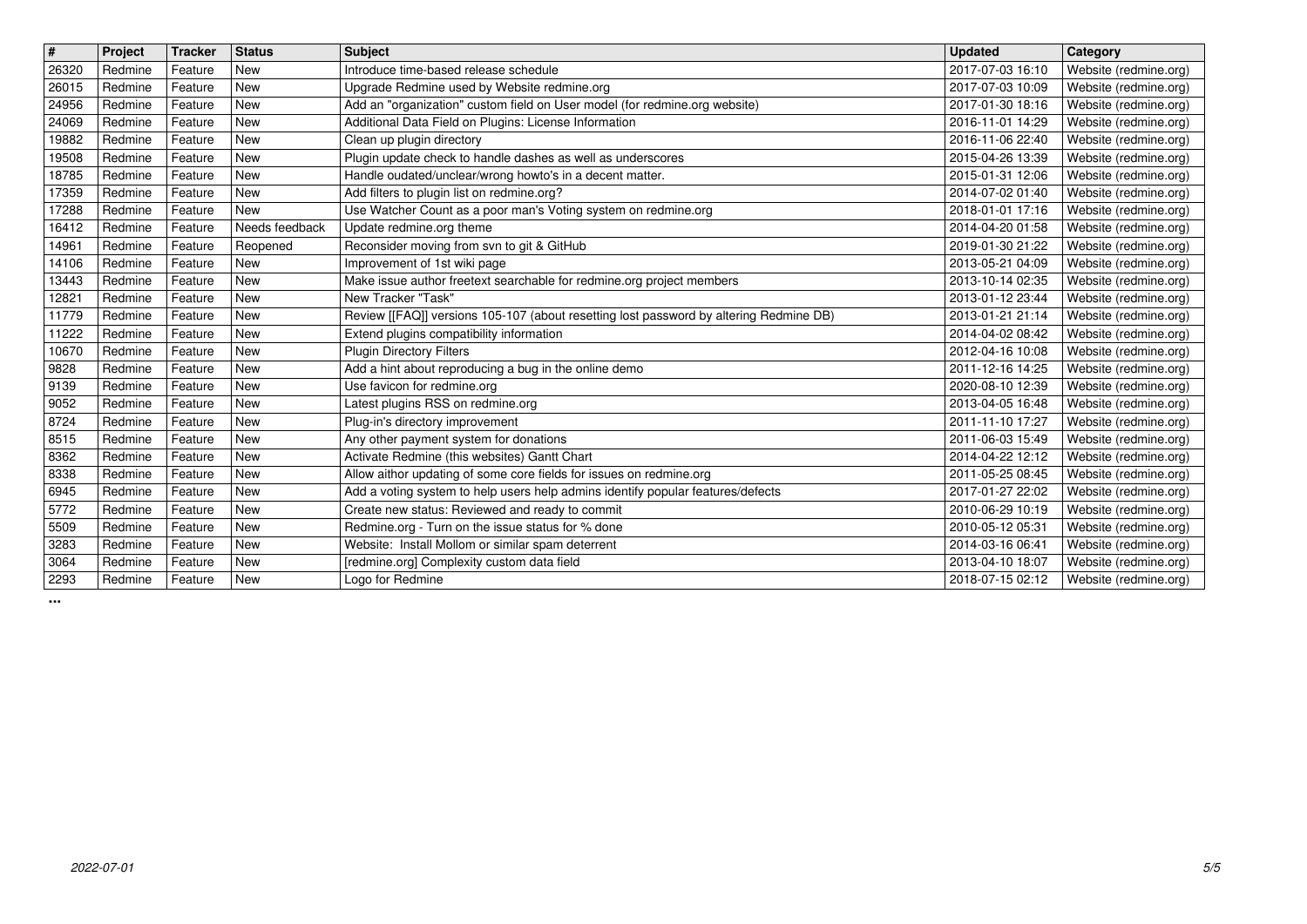| # | Project | Tracker | Status | Subject | Updated | Category |
| --- | --- | --- | --- | --- | --- | --- |
| 26320 | Redmine | Feature | New | Introduce time-based release schedule | 2017-07-03 16:10 | Website (redmine.org) |
| 26015 | Redmine | Feature | New | Upgrade Redmine used by Website redmine.org | 2017-07-03 10:09 | Website (redmine.org) |
| 24956 | Redmine | Feature | New | Add an "organization" custom field on User model (for redmine.org website) | 2017-01-30 18:16 | Website (redmine.org) |
| 24069 | Redmine | Feature | New | Additional Data Field on Plugins: License Information | 2016-11-01 14:29 | Website (redmine.org) |
| 19882 | Redmine | Feature | New | Clean up plugin directory | 2016-11-06 22:40 | Website (redmine.org) |
| 19508 | Redmine | Feature | New | Plugin update check to handle dashes as well as underscores | 2015-04-26 13:39 | Website (redmine.org) |
| 18785 | Redmine | Feature | New | Handle oudated/unclear/wrong howto's in a decent matter. | 2015-01-31 12:06 | Website (redmine.org) |
| 17359 | Redmine | Feature | New | Add filters to plugin list on redmine.org? | 2014-07-02 01:40 | Website (redmine.org) |
| 17288 | Redmine | Feature | New | Use Watcher Count as a poor man's Voting system on redmine.org | 2018-01-01 17:16 | Website (redmine.org) |
| 16412 | Redmine | Feature | Needs feedback | Update redmine.org theme | 2014-04-20 01:58 | Website (redmine.org) |
| 14961 | Redmine | Feature | Reopened | Reconsider moving from svn to git & GitHub | 2019-01-30 21:22 | Website (redmine.org) |
| 14106 | Redmine | Feature | New | Improvement of 1st wiki page | 2013-05-21 04:09 | Website (redmine.org) |
| 13443 | Redmine | Feature | New | Make issue author freetext searchable for redmine.org project members | 2013-10-14 02:35 | Website (redmine.org) |
| 12821 | Redmine | Feature | New | New Tracker "Task" | 2013-01-12 23:44 | Website (redmine.org) |
| 11779 | Redmine | Feature | New | Review [[FAQ]] versions 105-107 (about resetting lost password by altering Redmine DB) | 2013-01-21 21:14 | Website (redmine.org) |
| 11222 | Redmine | Feature | New | Extend plugins compatibility information | 2014-04-02 08:42 | Website (redmine.org) |
| 10670 | Redmine | Feature | New | Plugin Directory Filters | 2012-04-16 10:08 | Website (redmine.org) |
| 9828 | Redmine | Feature | New | Add a hint about reproducing a bug in the online demo | 2011-12-16 14:25 | Website (redmine.org) |
| 9139 | Redmine | Feature | New | Use favicon for redmine.org | 2020-08-10 12:39 | Website (redmine.org) |
| 9052 | Redmine | Feature | New | Latest plugins RSS on redmine.org | 2013-04-05 16:48 | Website (redmine.org) |
| 8724 | Redmine | Feature | New | Plug-in's directory improvement | 2011-11-10 17:27 | Website (redmine.org) |
| 8515 | Redmine | Feature | New | Any other payment system for donations | 2011-06-03 15:49 | Website (redmine.org) |
| 8362 | Redmine | Feature | New | Activate Redmine (this websites) Gantt Chart | 2014-04-22 12:12 | Website (redmine.org) |
| 8338 | Redmine | Feature | New | Allow aithor updating of some core fields for issues on redmine.org | 2011-05-25 08:45 | Website (redmine.org) |
| 6945 | Redmine | Feature | New | Add a voting system to help users help admins identify popular features/defects | 2017-01-27 22:02 | Website (redmine.org) |
| 5772 | Redmine | Feature | New | Create new status: Reviewed and ready to commit | 2010-06-29 10:19 | Website (redmine.org) |
| 5509 | Redmine | Feature | New | Redmine.org - Turn on the issue status for % done | 2010-05-12 05:31 | Website (redmine.org) |
| 3283 | Redmine | Feature | New | Website: Install Mollom or similar spam deterrent | 2014-03-16 06:41 | Website (redmine.org) |
| 3064 | Redmine | Feature | New | [redmine.org] Complexity custom data field | 2013-04-10 18:07 | Website (redmine.org) |
| 2293 | Redmine | Feature | New | Logo for Redmine | 2018-07-15 02:12 | Website (redmine.org) |

...